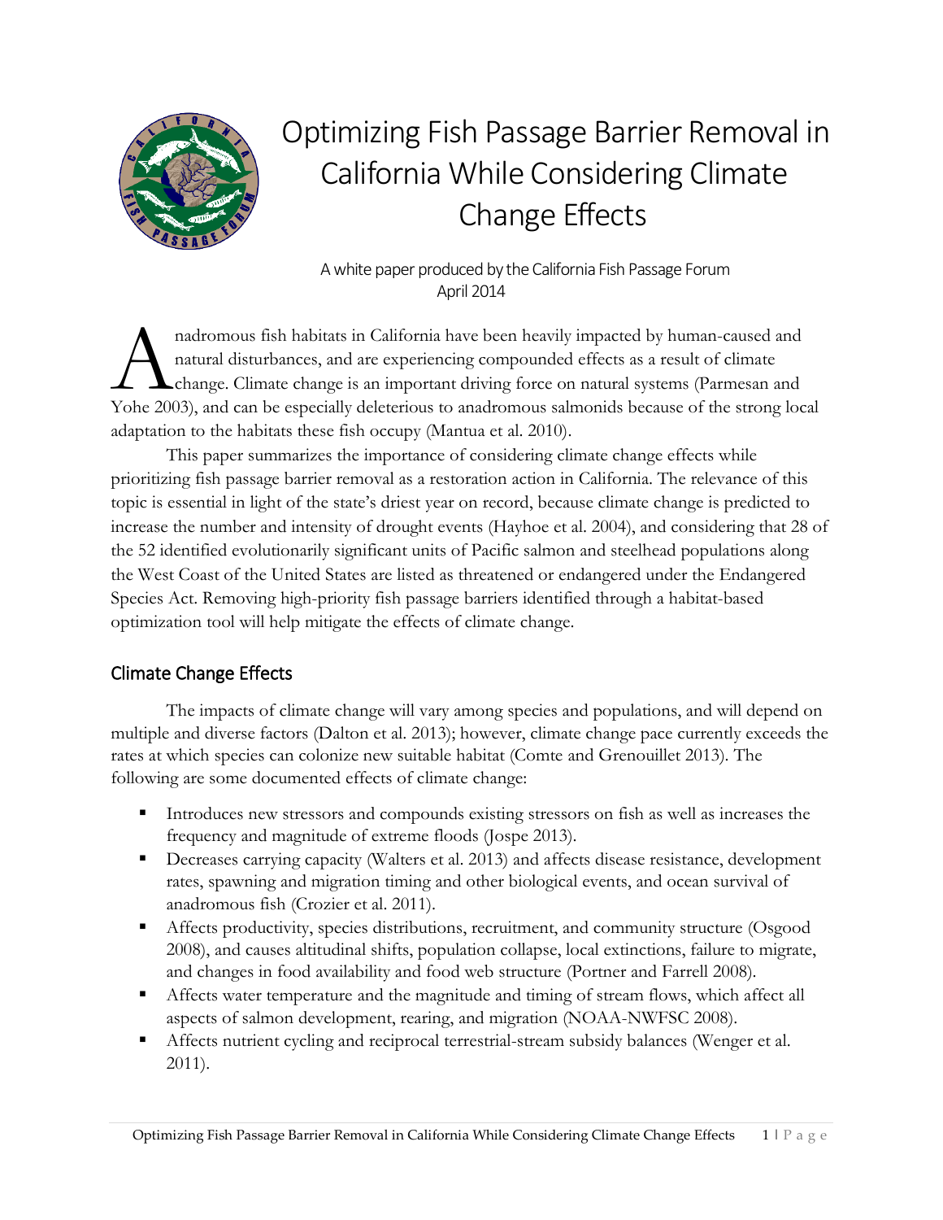# Optimizing Fish Passage Barrier Removal in California While Considering Climate Change Effects

A white paper produced by the California Fish Passage Forum
April 2014

Anadromous fish habitats in California have been heavily impacted by human-caused and natural disturbances, and are experiencing compounded effects as a result of climate change. Climate change is an important driving force on natural systems (Parmesan and Yohe 2003), and can be especially deleterious to anadromous salmonids because of the strong local adaptation to the habitats these fish occupy (Mantua et al. 2010).

This paper summarizes the importance of considering climate change effects while prioritizing fish passage barrier removal as a restoration action in California. The relevance of this topic is essential in light of the state's driest year on record, because climate change is predicted to increase the number and intensity of drought events (Hayhoe et al. 2004), and considering that 28 of the 52 identified evolutionarily significant units of Pacific salmon and steelhead populations along the West Coast of the United States are listed as threatened or endangered under the Endangered Species Act. Removing high-priority fish passage barriers identified through a habitat-based optimization tool will help mitigate the effects of climate change.

## Climate Change Effects

The impacts of climate change will vary among species and populations, and will depend on multiple and diverse factors (Dalton et al. 2013); however, climate change pace currently exceeds the rates at which species can colonize new suitable habitat (Comte and Grenouillet 2013). The following are some documented effects of climate change:

- Introduces new stressors and compounds existing stressors on fish as well as increases the frequency and magnitude of extreme floods (Jospe 2013).
- Decreases carrying capacity (Walters et al. 2013) and affects disease resistance, development rates, spawning and migration timing and other biological events, and ocean survival of anadromous fish (Crozier et al. 2011).
- Affects productivity, species distributions, recruitment, and community structure (Osgood 2008), and causes altitudinal shifts, population collapse, local extinctions, failure to migrate, and changes in food availability and food web structure (Portner and Farrell 2008).
- Affects water temperature and the magnitude and timing of stream flows, which affect all aspects of salmon development, rearing, and migration (NOAA-NWFSC 2008).
- Affects nutrient cycling and reciprocal terrestrial-stream subsidy balances (Wenger et al. 2011).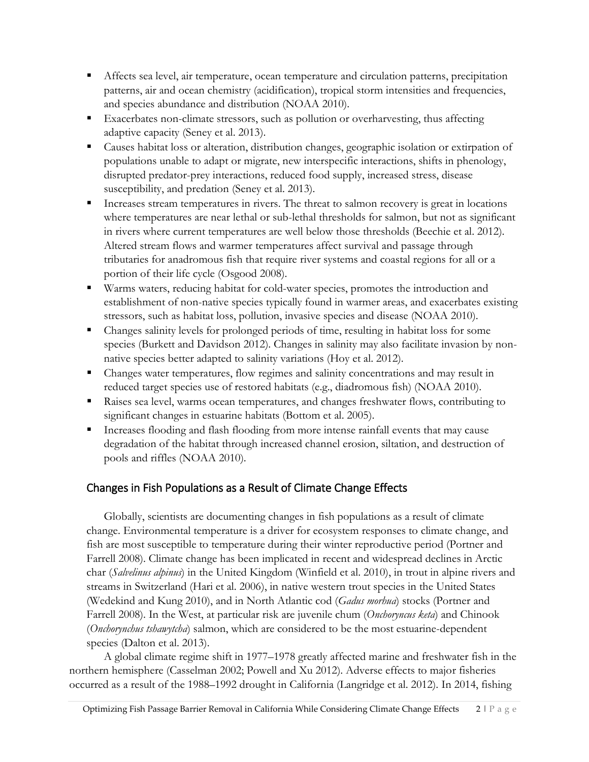- Affects sea level, air temperature, ocean temperature and circulation patterns, precipitation patterns, air and ocean chemistry (acidification), tropical storm intensities and frequencies, and species abundance and distribution (NOAA 2010).
- Exacerbates non-climate stressors, such as pollution or overharvesting, thus affecting adaptive capacity (Seney et al. 2013).
- Causes habitat loss or alteration, distribution changes, geographic isolation or extirpation of populations unable to adapt or migrate, new interspecific interactions, shifts in phenology, disrupted predator-prey interactions, reduced food supply, increased stress, disease susceptibility, and predation (Seney et al. 2013).
- Increases stream temperatures in rivers. The threat to salmon recovery is great in locations where temperatures are near lethal or sub-lethal thresholds for salmon, but not as significant in rivers where current temperatures are well below those thresholds (Beechie et al. 2012). Altered stream flows and warmer temperatures affect survival and passage through tributaries for anadromous fish that require river systems and coastal regions for all or a portion of their life cycle (Osgood 2008).
- Warms waters, reducing habitat for cold-water species, promotes the introduction and establishment of non-native species typically found in warmer areas, and exacerbates existing stressors, such as habitat loss, pollution, invasive species and disease (NOAA 2010).
- Changes salinity levels for prolonged periods of time, resulting in habitat loss for some species (Burkett and Davidson 2012). Changes in salinity may also facilitate invasion by non-native species better adapted to salinity variations (Hoy et al. 2012).
- Changes water temperatures, flow regimes and salinity concentrations and may result in reduced target species use of restored habitats (e.g., diadromous fish) (NOAA 2010).
- Raises sea level, warms ocean temperatures, and changes freshwater flows, contributing to significant changes in estuarine habitats (Bottom et al. 2005).
- Increases flooding and flash flooding from more intense rainfall events that may cause degradation of the habitat through increased channel erosion, siltation, and destruction of pools and riffles (NOAA 2010).

## Changes in Fish Populations as a Result of Climate Change Effects

Globally, scientists are documenting changes in fish populations as a result of climate change. Environmental temperature is a driver for ecosystem responses to climate change, and fish are most susceptible to temperature during their winter reproductive period (Portner and Farrell 2008). Climate change has been implicated in recent and widespread declines in Arctic char (*Salvelinus alpinus*) in the United Kingdom (Winfield et al. 2010), in trout in alpine rivers and streams in Switzerland (Hari et al. 2006), in native western trout species in the United States (Wedekind and Kung 2010), and in North Atlantic cod (*Gadus morhua*) stocks (Portner and Farrell 2008). In the West, at particular risk are juvenile chum (*Onchoryncus keta*) and Chinook (*Onchorynchus tshawytcha*) salmon, which are considered to be the most estuarine-dependent species (Dalton et al. 2013).

A global climate regime shift in 1977–1978 greatly affected marine and freshwater fish in the northern hemisphere (Casselman 2002; Powell and Xu 2012). Adverse effects to major fisheries occurred as a result of the 1988–1992 drought in California (Langridge et al. 2012). In 2014, fishing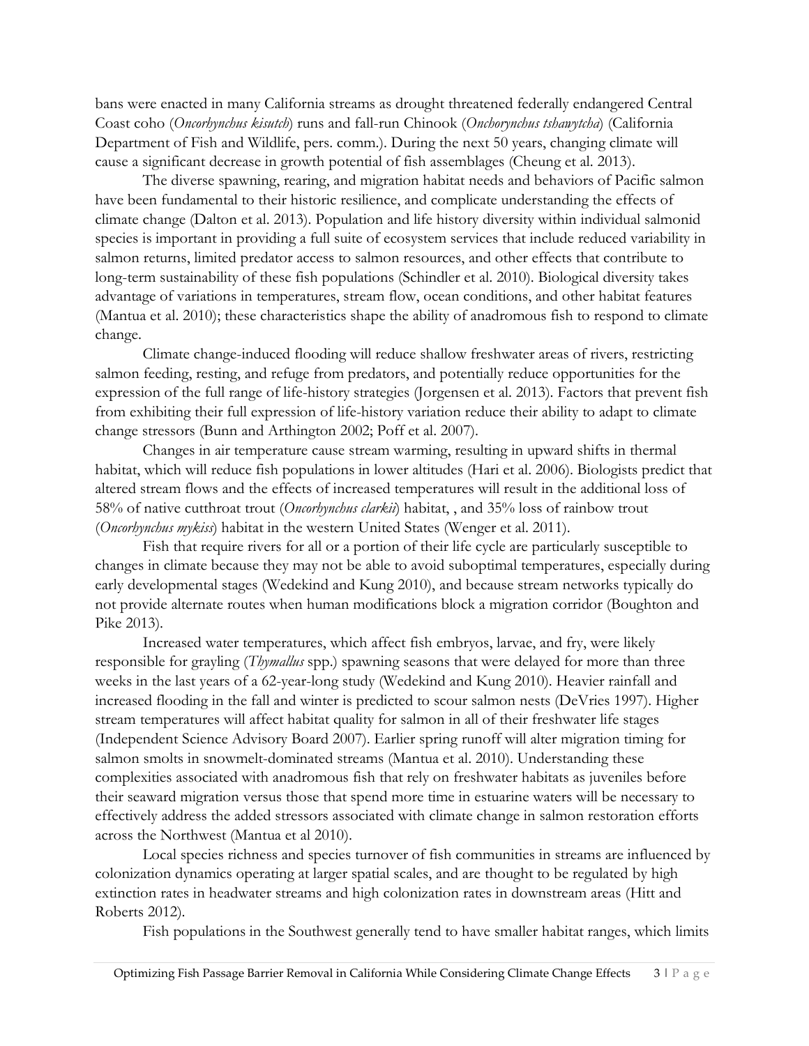bans were enacted in many California streams as drought threatened federally endangered Central Coast coho (*Oncorhynchus kisutch*) runs and fall-run Chinook (*Onchorynchus tshawytcha*) (California Department of Fish and Wildlife, pers. comm.). During the next 50 years, changing climate will cause a significant decrease in growth potential of fish assemblages (Cheung et al. 2013).

The diverse spawning, rearing, and migration habitat needs and behaviors of Pacific salmon have been fundamental to their historic resilience, and complicate understanding the effects of climate change (Dalton et al. 2013). Population and life history diversity within individual salmonid species is important in providing a full suite of ecosystem services that include reduced variability in salmon returns, limited predator access to salmon resources, and other effects that contribute to long-term sustainability of these fish populations (Schindler et al. 2010). Biological diversity takes advantage of variations in temperatures, stream flow, ocean conditions, and other habitat features (Mantua et al. 2010); these characteristics shape the ability of anadromous fish to respond to climate change.

Climate change-induced flooding will reduce shallow freshwater areas of rivers, restricting salmon feeding, resting, and refuge from predators, and potentially reduce opportunities for the expression of the full range of life-history strategies (Jorgensen et al. 2013). Factors that prevent fish from exhibiting their full expression of life-history variation reduce their ability to adapt to climate change stressors (Bunn and Arthington 2002; Poff et al. 2007).

Changes in air temperature cause stream warming, resulting in upward shifts in thermal habitat, which will reduce fish populations in lower altitudes (Hari et al. 2006). Biologists predict that altered stream flows and the effects of increased temperatures will result in the additional loss of 58% of native cutthroat trout (*Oncorhynchus clarkii*) habitat, , and 35% loss of rainbow trout (*Oncorhynchus mykiss*) habitat in the western United States (Wenger et al. 2011).

Fish that require rivers for all or a portion of their life cycle are particularly susceptible to changes in climate because they may not be able to avoid suboptimal temperatures, especially during early developmental stages (Wedekind and Kung 2010), and because stream networks typically do not provide alternate routes when human modifications block a migration corridor (Boughton and Pike 2013).

Increased water temperatures, which affect fish embryos, larvae, and fry, were likely responsible for grayling (*Thymallus* spp.) spawning seasons that were delayed for more than three weeks in the last years of a 62-year-long study (Wedekind and Kung 2010). Heavier rainfall and increased flooding in the fall and winter is predicted to scour salmon nests (DeVries 1997). Higher stream temperatures will affect habitat quality for salmon in all of their freshwater life stages (Independent Science Advisory Board 2007). Earlier spring runoff will alter migration timing for salmon smolts in snowmelt-dominated streams (Mantua et al. 2010). Understanding these complexities associated with anadromous fish that rely on freshwater habitats as juveniles before their seaward migration versus those that spend more time in estuarine waters will be necessary to effectively address the added stressors associated with climate change in salmon restoration efforts across the Northwest (Mantua et al 2010).

Local species richness and species turnover of fish communities in streams are influenced by colonization dynamics operating at larger spatial scales, and are thought to be regulated by high extinction rates in headwater streams and high colonization rates in downstream areas (Hitt and Roberts 2012).

Fish populations in the Southwest generally tend to have smaller habitat ranges, which limits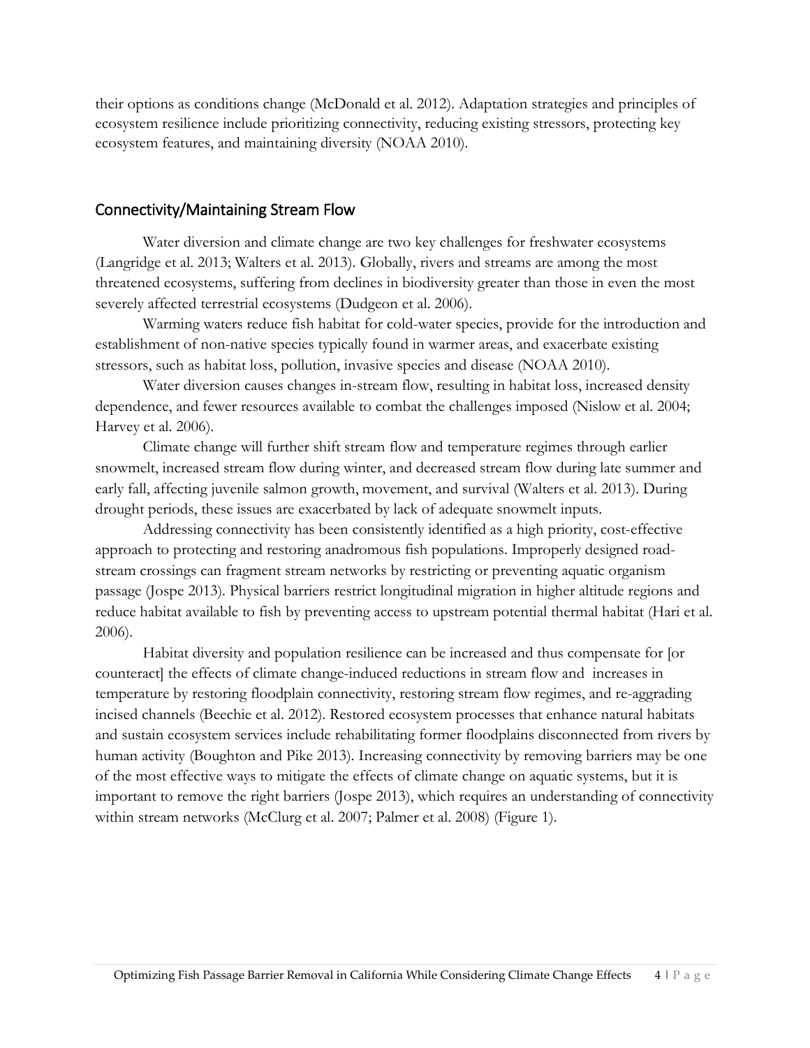their options as conditions change (McDonald et al. 2012). Adaptation strategies and principles of ecosystem resilience include prioritizing connectivity, reducing existing stressors, protecting key ecosystem features, and maintaining diversity (NOAA 2010).

## Connectivity/Maintaining Stream Flow

Water diversion and climate change are two key challenges for freshwater ecosystems (Langridge et al. 2013; Walters et al. 2013). Globally, rivers and streams are among the most threatened ecosystems, suffering from declines in biodiversity greater than those in even the most severely affected terrestrial ecosystems (Dudgeon et al. 2006).

Warming waters reduce fish habitat for cold-water species, provide for the introduction and establishment of non-native species typically found in warmer areas, and exacerbate existing stressors, such as habitat loss, pollution, invasive species and disease (NOAA 2010).

Water diversion causes changes in-stream flow, resulting in habitat loss, increased density dependence, and fewer resources available to combat the challenges imposed (Nislow et al. 2004; Harvey et al. 2006).

Climate change will further shift stream flow and temperature regimes through earlier snowmelt, increased stream flow during winter, and decreased stream flow during late summer and early fall, affecting juvenile salmon growth, movement, and survival (Walters et al. 2013). During drought periods, these issues are exacerbated by lack of adequate snowmelt inputs.

Addressing connectivity has been consistently identified as a high priority, cost-effective approach to protecting and restoring anadromous fish populations. Improperly designed road-stream crossings can fragment stream networks by restricting or preventing aquatic organism passage (Jospe 2013). Physical barriers restrict longitudinal migration in higher altitude regions and reduce habitat available to fish by preventing access to upstream potential thermal habitat (Hari et al. 2006).

Habitat diversity and population resilience can be increased and thus compensate for [or counteract] the effects of climate change-induced reductions in stream flow and increases in temperature by restoring floodplain connectivity, restoring stream flow regimes, and re-aggrading incised channels (Beechie et al. 2012). Restored ecosystem processes that enhance natural habitats and sustain ecosystem services include rehabilitating former floodplains disconnected from rivers by human activity (Boughton and Pike 2013). Increasing connectivity by removing barriers may be one of the most effective ways to mitigate the effects of climate change on aquatic systems, but it is important to remove the right barriers (Jospe 2013), which requires an understanding of connectivity within stream networks (McClurg et al. 2007; Palmer et al. 2008) (Figure 1).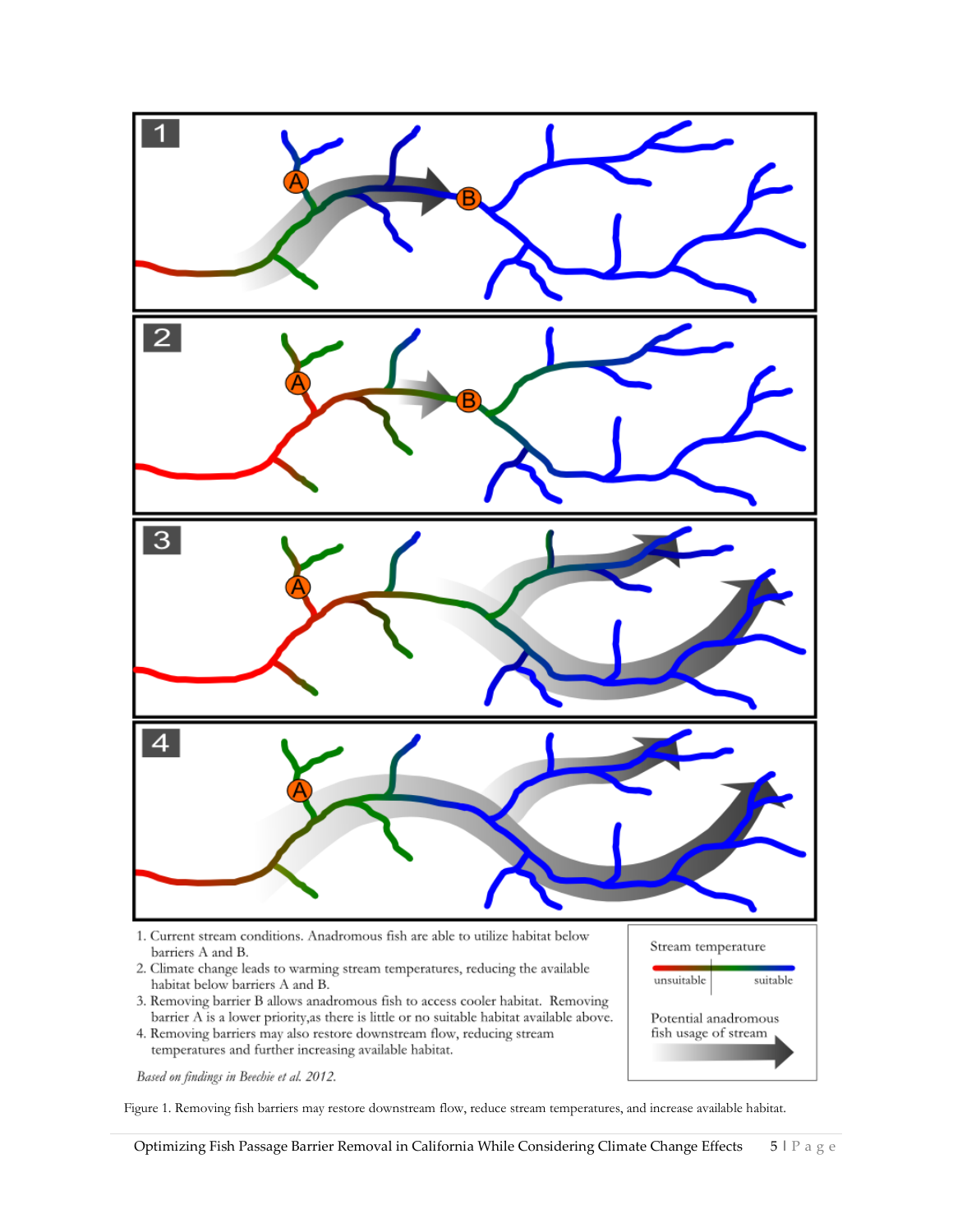1. Current stream conditions. Anadromous fish are able to utilize habitat below barriers A and B.
2. Climate change leads to warming stream temperatures, reducing the available habitat below barriers A and B.
3. Removing barrier B allows anadromous fish to access cooler habitat. Removing barrier A is a lower priority,as there is little or no suitable habitat available above.
4. Removing barriers may also restore downstream flow, reducing stream temperatures and further increasing available habitat.

*Based on findings in Beechie et al. 2012.*

Figure 1. Removing fish barriers may restore downstream flow, reduce stream temperatures, and increase available habitat.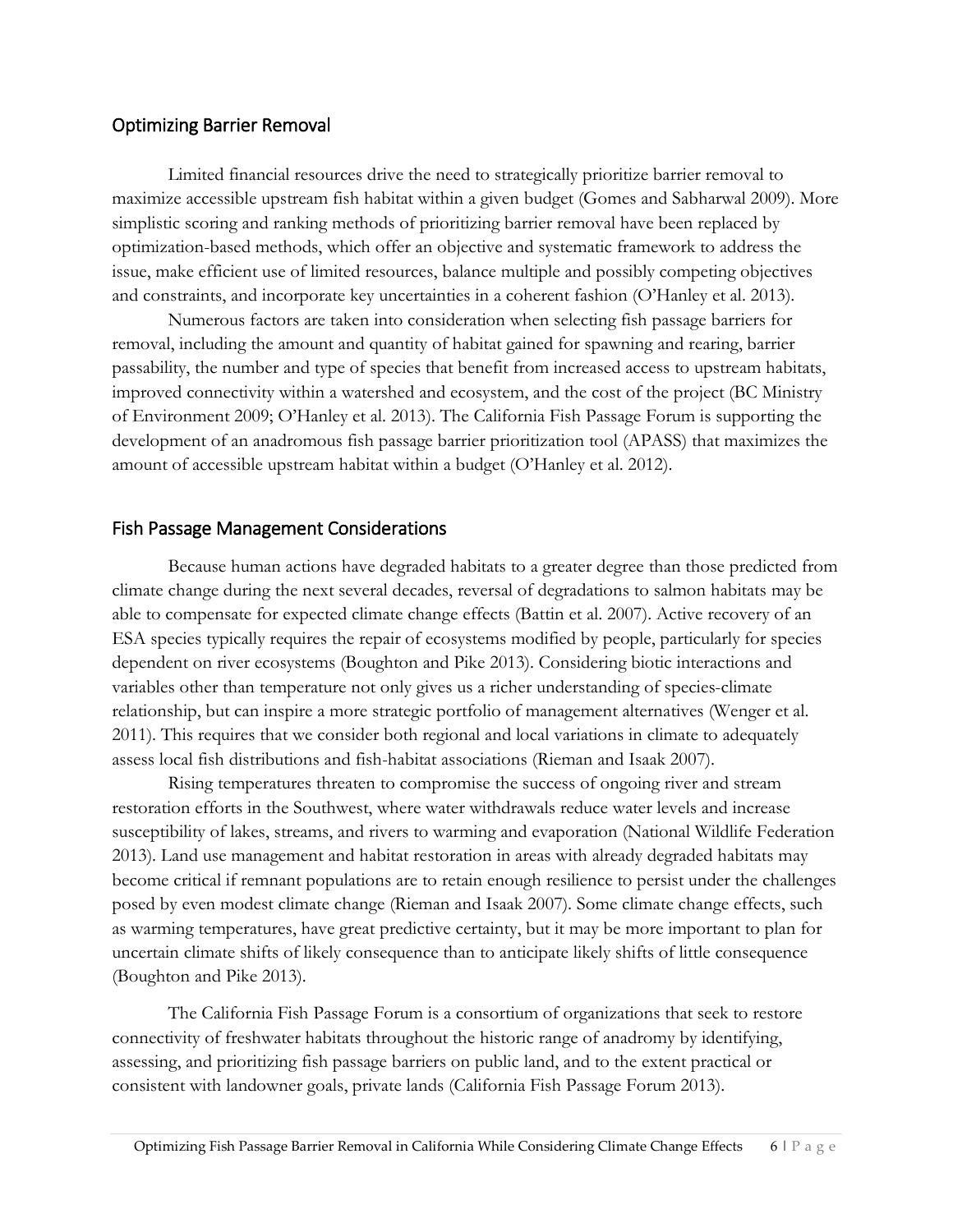## Optimizing Barrier Removal

Limited financial resources drive the need to strategically prioritize barrier removal to maximize accessible upstream fish habitat within a given budget (Gomes and Sabharwal 2009). More simplistic scoring and ranking methods of prioritizing barrier removal have been replaced by optimization-based methods, which offer an objective and systematic framework to address the issue, make efficient use of limited resources, balance multiple and possibly competing objectives and constraints, and incorporate key uncertainties in a coherent fashion (O'Hanley et al. 2013).

Numerous factors are taken into consideration when selecting fish passage barriers for removal, including the amount and quantity of habitat gained for spawning and rearing, barrier passability, the number and type of species that benefit from increased access to upstream habitats, improved connectivity within a watershed and ecosystem, and the cost of the project (BC Ministry of Environment 2009; O'Hanley et al. 2013). The California Fish Passage Forum is supporting the development of an anadromous fish passage barrier prioritization tool (APASS) that maximizes the amount of accessible upstream habitat within a budget (O'Hanley et al. 2012).

## Fish Passage Management Considerations

Because human actions have degraded habitats to a greater degree than those predicted from climate change during the next several decades, reversal of degradations to salmon habitats may be able to compensate for expected climate change effects (Battin et al. 2007). Active recovery of an ESA species typically requires the repair of ecosystems modified by people, particularly for species dependent on river ecosystems (Boughton and Pike 2013). Considering biotic interactions and variables other than temperature not only gives us a richer understanding of species-climate relationship, but can inspire a more strategic portfolio of management alternatives (Wenger et al. 2011). This requires that we consider both regional and local variations in climate to adequately assess local fish distributions and fish-habitat associations (Rieman and Isaak 2007).

Rising temperatures threaten to compromise the success of ongoing river and stream restoration efforts in the Southwest, where water withdrawals reduce water levels and increase susceptibility of lakes, streams, and rivers to warming and evaporation (National Wildlife Federation 2013). Land use management and habitat restoration in areas with already degraded habitats may become critical if remnant populations are to retain enough resilience to persist under the challenges posed by even modest climate change (Rieman and Isaak 2007). Some climate change effects, such as warming temperatures, have great predictive certainty, but it may be more important to plan for uncertain climate shifts of likely consequence than to anticipate likely shifts of little consequence (Boughton and Pike 2013).

The California Fish Passage Forum is a consortium of organizations that seek to restore connectivity of freshwater habitats throughout the historic range of anadromy by identifying, assessing, and prioritizing fish passage barriers on public land, and to the extent practical or consistent with landowner goals, private lands (California Fish Passage Forum 2013).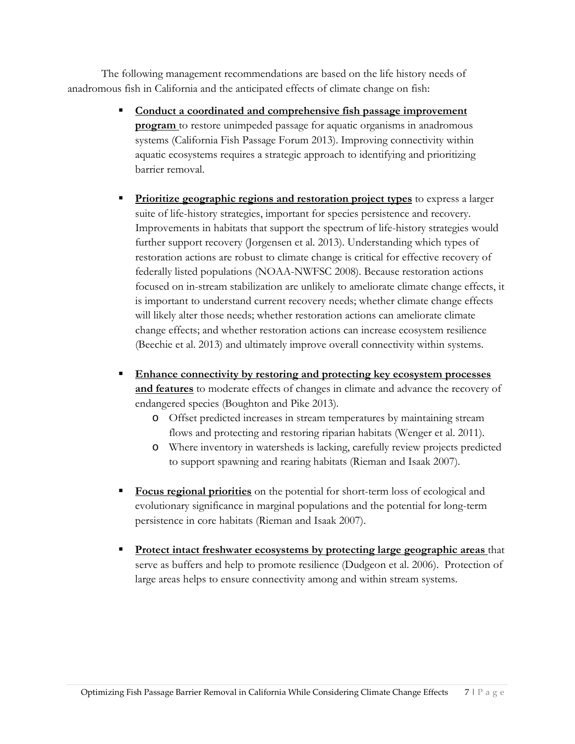The following management recommendations are based on the life history needs of anadromous fish in California and the anticipated effects of climate change on fish:

- **Conduct a coordinated and comprehensive fish passage improvement program** to restore unimpeded passage for aquatic organisms in anadromous systems (California Fish Passage Forum 2013). Improving connectivity within aquatic ecosystems requires a strategic approach to identifying and prioritizing barrier removal.

- **Prioritize geographic regions and restoration project types** to express a larger suite of life-history strategies, important for species persistence and recovery. Improvements in habitats that support the spectrum of life-history strategies would further support recovery (Jorgensen et al. 2013). Understanding which types of restoration actions are robust to climate change is critical for effective recovery of federally listed populations (NOAA-NWFSC 2008). Because restoration actions focused on in-stream stabilization are unlikely to ameliorate climate change effects, it is important to understand current recovery needs; whether climate change effects will likely alter those needs; whether restoration actions can ameliorate climate change effects; and whether restoration actions can increase ecosystem resilience (Beechie et al. 2013) and ultimately improve overall connectivity within systems.

- **Enhance connectivity by restoring and protecting key ecosystem processes and features** to moderate effects of changes in climate and advance the recovery of endangered species (Boughton and Pike 2013).
  - Offset predicted increases in stream temperatures by maintaining stream flows and protecting and restoring riparian habitats (Wenger et al. 2011).
  - Where inventory in watersheds is lacking, carefully review projects predicted to support spawning and rearing habitats (Rieman and Isaak 2007).

- **Focus regional priorities** on the potential for short-term loss of ecological and evolutionary significance in marginal populations and the potential for long-term persistence in core habitats (Rieman and Isaak 2007).

- **Protect intact freshwater ecosystems by protecting large geographic areas** that serve as buffers and help to promote resilience (Dudgeon et al. 2006). Protection of large areas helps to ensure connectivity among and within stream systems.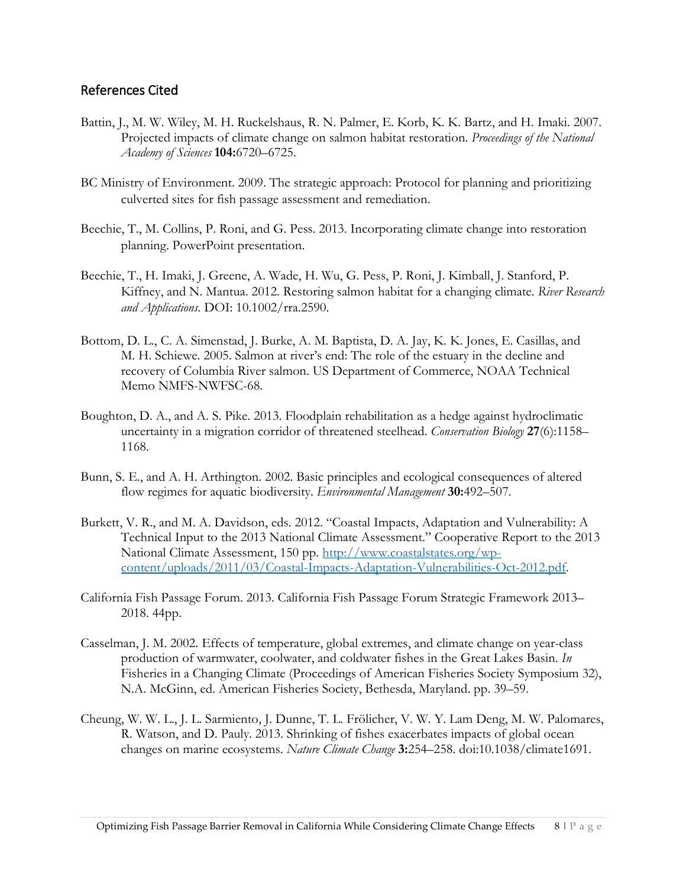## References Cited

Battin, J., M. W. Wiley, M. H. Ruckelshaus, R. N. Palmer, E. Korb, K. K. Bartz, and H. Imaki. 2007. Projected impacts of climate change on salmon habitat restoration. *Proceedings of the National Academy of Sciences* **104:**6720–6725.

BC Ministry of Environment. 2009. The strategic approach: Protocol for planning and prioritizing culverted sites for fish passage assessment and remediation.

Beechie, T., M. Collins, P. Roni, and G. Pess. 2013. Incorporating climate change into restoration planning. PowerPoint presentation.

Beechie, T., H. Imaki, J. Greene, A. Wade, H. Wu, G. Pess, P. Roni, J. Kimball, J. Stanford, P. Kiffney, and N. Mantua. 2012. Restoring salmon habitat for a changing climate. *River Research and Applications.* DOI: 10.1002/rra.2590.

Bottom, D. L., C. A. Simenstad, J. Burke, A. M. Baptista, D. A. Jay, K. K. Jones, E. Casillas, and M. H. Schiewe. 2005. Salmon at river's end: The role of the estuary in the decline and recovery of Columbia River salmon. US Department of Commerce, NOAA Technical Memo NMFS-NWFSC-68.

Boughton, D. A., and A. S. Pike. 2013. Floodplain rehabilitation as a hedge against hydroclimatic uncertainty in a migration corridor of threatened steelhead. *Conservation Biology* **27**(6):1158–1168.

Bunn, S. E., and A. H. Arthington. 2002. Basic principles and ecological consequences of altered flow regimes for aquatic biodiversity. *Environmental Management* **30:**492–507.

Burkett, V. R., and M. A. Davidson, eds. 2012. "Coastal Impacts, Adaptation and Vulnerability: A Technical Input to the 2013 National Climate Assessment." Cooperative Report to the 2013 National Climate Assessment, 150 pp. [http://www.coastalstates.org/wp-content/uploads/2011/03/Coastal-Impacts-Adaptation-Vulnerabilities-Oct-2012.pdf](http://www.coastalstates.org/wp-content/uploads/2011/03/Coastal-Impacts-Adaptation-Vulnerabilities-Oct-2012.pdf).

California Fish Passage Forum. 2013. California Fish Passage Forum Strategic Framework 2013–2018. 44pp.

Casselman, J. M. 2002. Effects of temperature, global extremes, and climate change on year-class production of warmwater, coolwater, and coldwater fishes in the Great Lakes Basin. *In* Fisheries in a Changing Climate (Proceedings of American Fisheries Society Symposium 32), N.A. McGinn, ed. American Fisheries Society, Bethesda, Maryland. pp. 39–59.

Cheung, W. W. L., J. L. Sarmiento, J. Dunne, T. L. Frölicher, V. W. Y. Lam Deng, M. W. Palomares, R. Watson, and D. Pauly. 2013. Shrinking of fishes exacerbates impacts of global ocean changes on marine ecosystems. *Nature Climate Change* **3:**254–258. doi:10.1038/climate1691.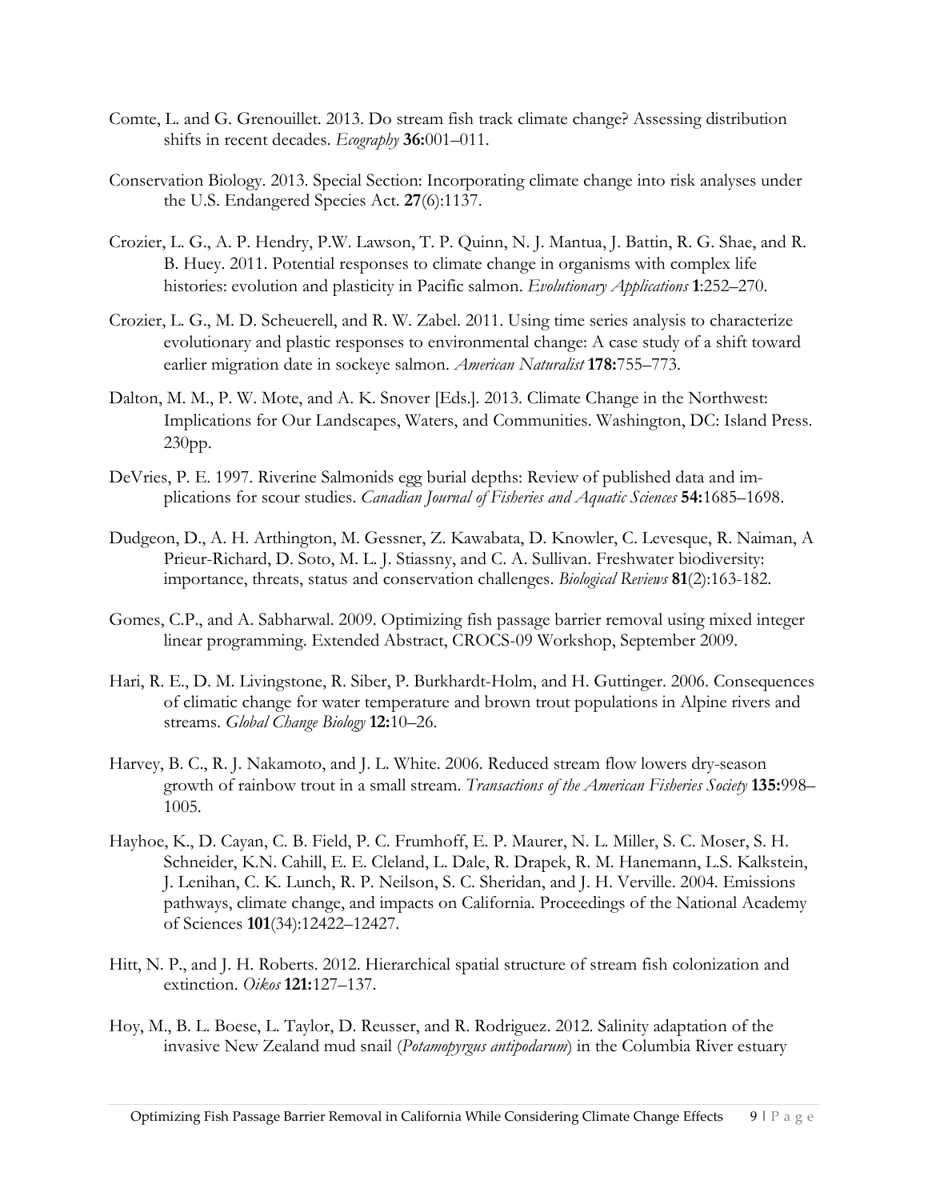Comte, L. and G. Grenouillet. 2013. Do stream fish track climate change? Assessing distribution shifts in recent decades. *Ecography* **36:**001–011.

Conservation Biology. 2013. Special Section: Incorporating climate change into risk analyses under the U.S. Endangered Species Act. **27**(6):1137.

Crozier, L. G., A. P. Hendry, P.W. Lawson, T. P. Quinn, N. J. Mantua, J. Battin, R. G. Shae, and R. B. Huey. 2011. Potential responses to climate change in organisms with complex life histories: evolution and plasticity in Pacific salmon. *Evolutionary Applications* **1**:252–270.

Crozier, L. G., M. D. Scheuerell, and R. W. Zabel. 2011. Using time series analysis to characterize evolutionary and plastic responses to environmental change: A case study of a shift toward earlier migration date in sockeye salmon. *American Naturalist* **178:**755–773.

Dalton, M. M., P. W. Mote, and A. K. Snover [Eds.]. 2013. Climate Change in the Northwest: Implications for Our Landscapes, Waters, and Communities. Washington, DC: Island Press. 230pp.

DeVries, P. E. 1997. Riverine Salmonids egg burial depths: Review of published data and implications for scour studies. *Canadian Journal of Fisheries and Aquatic Sciences* **54:**1685–1698.

Dudgeon, D., A. H. Arthington, M. Gessner, Z. Kawabata, D. Knowler, C. Levesque, R. Naiman, A Prieur-Richard, D. Soto, M. L. J. Stiassny, and C. A. Sullivan. Freshwater biodiversity: importance, threats, status and conservation challenges. *Biological Reviews* **81**(2):163-182.

Gomes, C.P., and A. Sabharwal. 2009. Optimizing fish passage barrier removal using mixed integer linear programming. Extended Abstract, CROCS-09 Workshop, September 2009.

Hari, R. E., D. M. Livingstone, R. Siber, P. Burkhardt-Holm, and H. Guttinger. 2006. Consequences of climatic change for water temperature and brown trout populations in Alpine rivers and streams. *Global Change Biology* **12:**10–26.

Harvey, B. C., R. J. Nakamoto, and J. L. White. 2006. Reduced stream flow lowers dry-season growth of rainbow trout in a small stream. *Transactions of the American Fisheries Society* **135:**998–1005.

Hayhoe, K., D. Cayan, C. B. Field, P. C. Frumhoff, E. P. Maurer, N. L. Miller, S. C. Moser, S. H. Schneider, K.N. Cahill, E. E. Cleland, L. Dale, R. Drapek, R. M. Hanemann, L.S. Kalkstein, J. Lenihan, C. K. Lunch, R. P. Neilson, S. C. Sheridan, and J. H. Verville. 2004. Emissions pathways, climate change, and impacts on California. Proceedings of the National Academy of Sciences **101**(34):12422–12427.

Hitt, N. P., and J. H. Roberts. 2012. Hierarchical spatial structure of stream fish colonization and extinction. *Oikos* **121:**127–137.

Hoy, M., B. L. Boese, L. Taylor, D. Reusser, and R. Rodriguez. 2012. Salinity adaptation of the invasive New Zealand mud snail (*Potamopyrgus antipodarum*) in the Columbia River estuary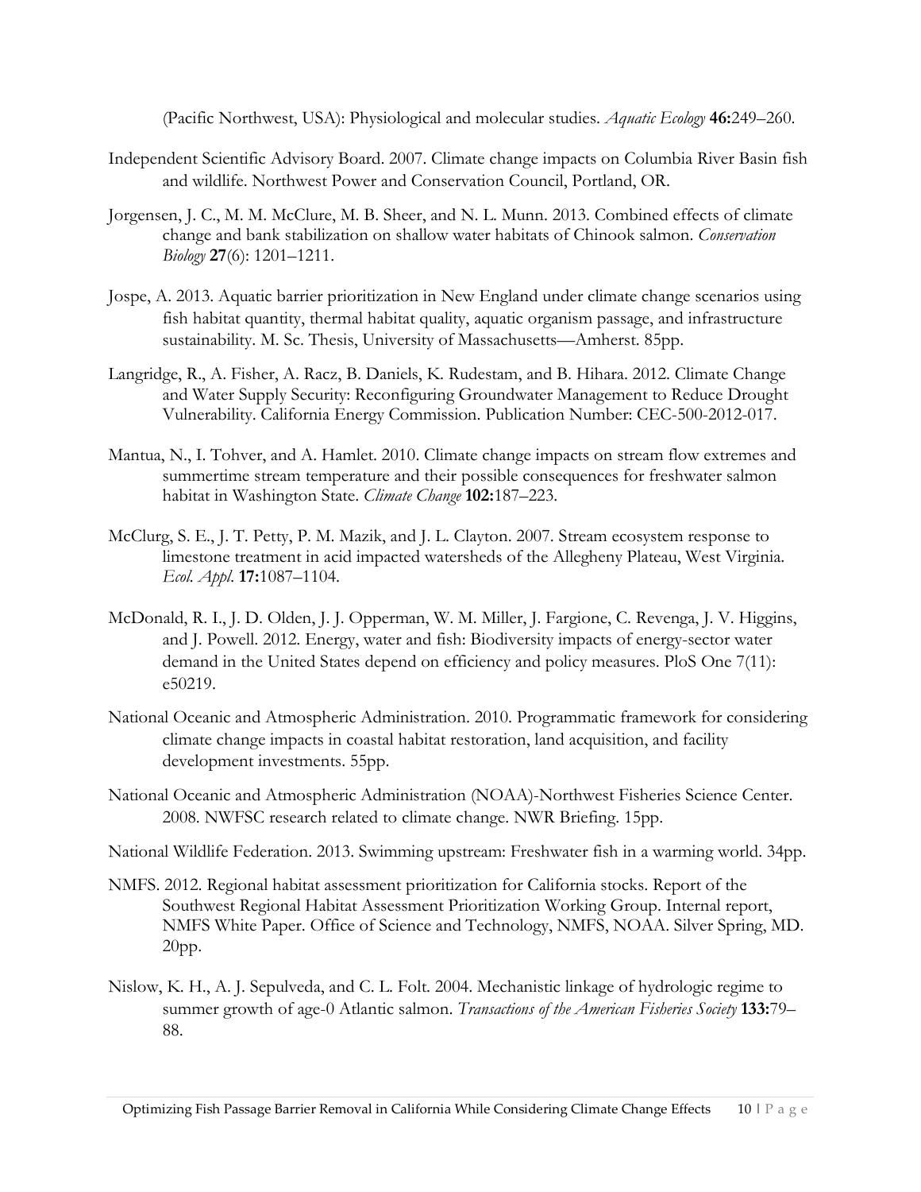(Pacific Northwest, USA): Physiological and molecular studies. *Aquatic Ecology* **46:**249–260.

Independent Scientific Advisory Board. 2007. Climate change impacts on Columbia River Basin fish and wildlife. Northwest Power and Conservation Council, Portland, OR.

Jorgensen, J. C., M. M. McClure, M. B. Sheer, and N. L. Munn. 2013. Combined effects of climate change and bank stabilization on shallow water habitats of Chinook salmon. *Conservation Biology* **27**(6): 1201–1211.

Jospe, A. 2013. Aquatic barrier prioritization in New England under climate change scenarios using fish habitat quantity, thermal habitat quality, aquatic organism passage, and infrastructure sustainability. M. Sc. Thesis, University of Massachusetts—Amherst. 85pp.

Langridge, R., A. Fisher, A. Racz, B. Daniels, K. Rudestam, and B. Hihara. 2012. Climate Change and Water Supply Security: Reconfiguring Groundwater Management to Reduce Drought Vulnerability. California Energy Commission. Publication Number: CEC-500-2012-017.

Mantua, N., I. Tohver, and A. Hamlet. 2010. Climate change impacts on stream flow extremes and summertime stream temperature and their possible consequences for freshwater salmon habitat in Washington State. *Climate Change* **102:**187–223.

McClurg, S. E., J. T. Petty, P. M. Mazik, and J. L. Clayton. 2007. Stream ecosystem response to limestone treatment in acid impacted watersheds of the Allegheny Plateau, West Virginia. *Ecol. Appl.* **17:**1087–1104.

McDonald, R. I., J. D. Olden, J. J. Opperman, W. M. Miller, J. Fargione, C. Revenga, J. V. Higgins, and J. Powell. 2012. Energy, water and fish: Biodiversity impacts of energy-sector water demand in the United States depend on efficiency and policy measures. PloS One 7(11): e50219.

National Oceanic and Atmospheric Administration. 2010. Programmatic framework for considering climate change impacts in coastal habitat restoration, land acquisition, and facility development investments. 55pp.

National Oceanic and Atmospheric Administration (NOAA)-Northwest Fisheries Science Center. 2008. NWFSC research related to climate change. NWR Briefing. 15pp.

National Wildlife Federation. 2013. Swimming upstream: Freshwater fish in a warming world. 34pp.

NMFS. 2012. Regional habitat assessment prioritization for California stocks. Report of the Southwest Regional Habitat Assessment Prioritization Working Group. Internal report, NMFS White Paper. Office of Science and Technology, NMFS, NOAA. Silver Spring, MD. 20pp.

Nislow, K. H., A. J. Sepulveda, and C. L. Folt. 2004. Mechanistic linkage of hydrologic regime to summer growth of age-0 Atlantic salmon. *Transactions of the American Fisheries Society* **133:**79–88.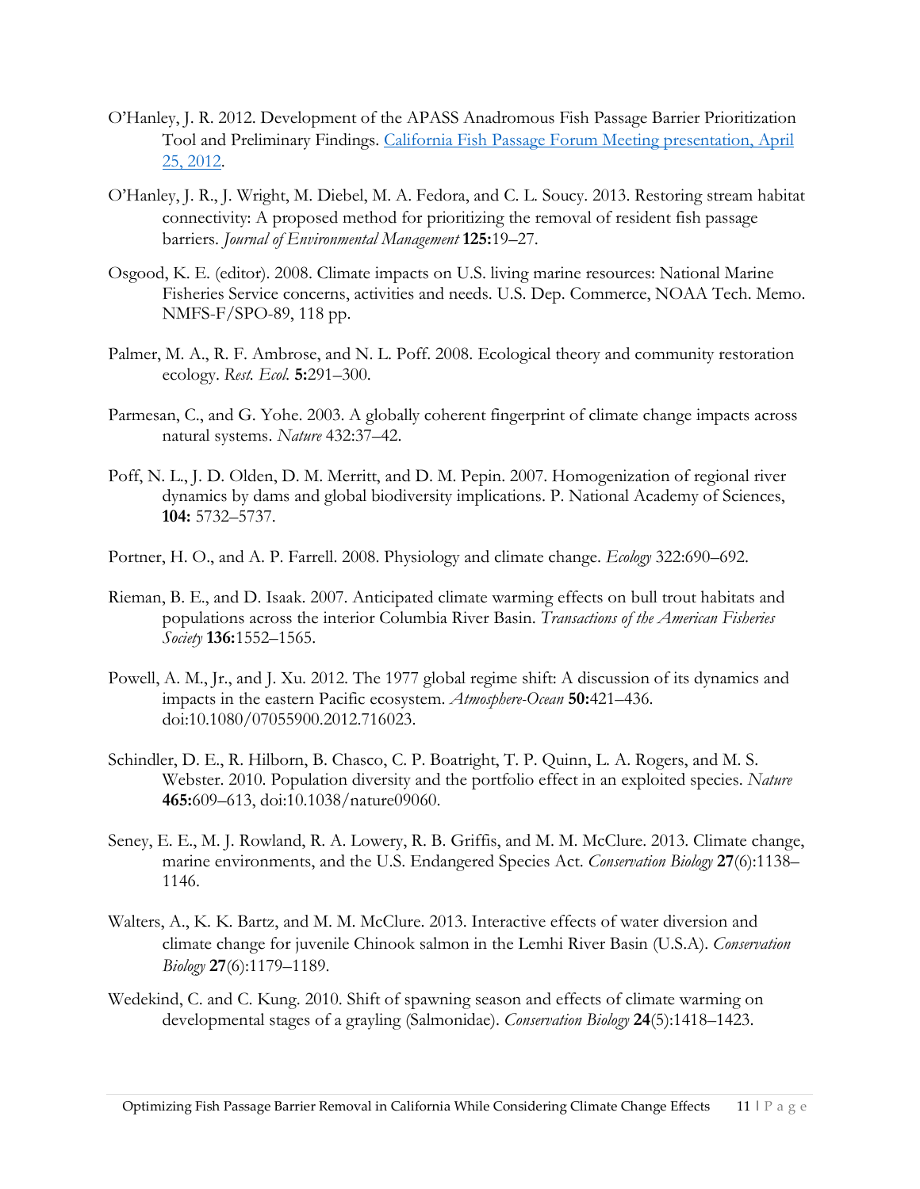O'Hanley, J. R. 2012. Development of the APASS Anadromous Fish Passage Barrier Prioritization Tool and Preliminary Findings. [California Fish Passage Forum Meeting presentation, April 25, 2012]().

O'Hanley, J. R., J. Wright, M. Diebel, M. A. Fedora, and C. L. Soucy. 2013. Restoring stream habitat connectivity: A proposed method for prioritizing the removal of resident fish passage barriers. *Journal of Environmental Management* **125:**19–27.

Osgood, K. E. (editor). 2008. Climate impacts on U.S. living marine resources: National Marine Fisheries Service concerns, activities and needs. U.S. Dep. Commerce, NOAA Tech. Memo. NMFS-F/SPO-89, 118 pp.

Palmer, M. A., R. F. Ambrose, and N. L. Poff. 2008. Ecological theory and community restoration ecology. *Rest. Ecol.* **5:**291–300.

Parmesan, C., and G. Yohe. 2003. A globally coherent fingerprint of climate change impacts across natural systems. *Nature* 432:37–42.

Poff, N. L., J. D. Olden, D. M. Merritt, and D. M. Pepin. 2007. Homogenization of regional river dynamics by dams and global biodiversity implications. P. National Academy of Sciences, **104:** 5732–5737.

Portner, H. O., and A. P. Farrell. 2008. Physiology and climate change. *Ecology* 322:690–692.

Rieman, B. E., and D. Isaak. 2007. Anticipated climate warming effects on bull trout habitats and populations across the interior Columbia River Basin. *Transactions of the American Fisheries Society* **136:**1552–1565.

Powell, A. M., Jr., and J. Xu. 2012. The 1977 global regime shift: A discussion of its dynamics and impacts in the eastern Pacific ecosystem. *Atmosphere-Ocean* **50:**421–436. doi:10.1080/07055900.2012.716023.

Schindler, D. E., R. Hilborn, B. Chasco, C. P. Boatright, T. P. Quinn, L. A. Rogers, and M. S. Webster. 2010. Population diversity and the portfolio effect in an exploited species. *Nature* **465:**609–613, doi:10.1038/nature09060.

Seney, E. E., M. J. Rowland, R. A. Lowery, R. B. Griffis, and M. M. McClure. 2013. Climate change, marine environments, and the U.S. Endangered Species Act. *Conservation Biology* **27**(6):1138–1146.

Walters, A., K. K. Bartz, and M. M. McClure. 2013. Interactive effects of water diversion and climate change for juvenile Chinook salmon in the Lemhi River Basin (U.S.A). *Conservation Biology* **27**(6):1179–1189.

Wedekind, C. and C. Kung. 2010. Shift of spawning season and effects of climate warming on developmental stages of a grayling (Salmonidae). *Conservation Biology* **24**(5):1418–1423.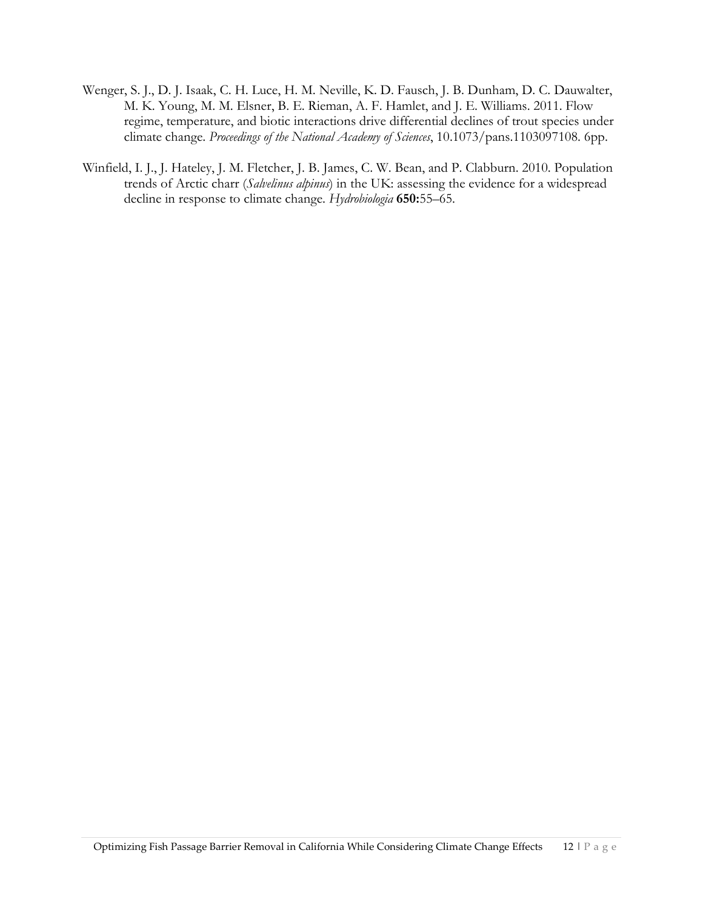Wenger, S. J., D. J. Isaak, C. H. Luce, H. M. Neville, K. D. Fausch, J. B. Dunham, D. C. Dauwalter, M. K. Young, M. M. Elsner, B. E. Rieman, A. F. Hamlet, and J. E. Williams. 2011. Flow regime, temperature, and biotic interactions drive differential declines of trout species under climate change. *Proceedings of the National Academy of Sciences*, 10.1073/pans.1103097108. 6pp.

Winfield, I. J., J. Hateley, J. M. Fletcher, J. B. James, C. W. Bean, and P. Clabburn. 2010. Population trends of Arctic charr (*Salvelinus alpinus*) in the UK: assessing the evidence for a widespread decline in response to climate change. *Hydrobiologia* **650:**55–65.